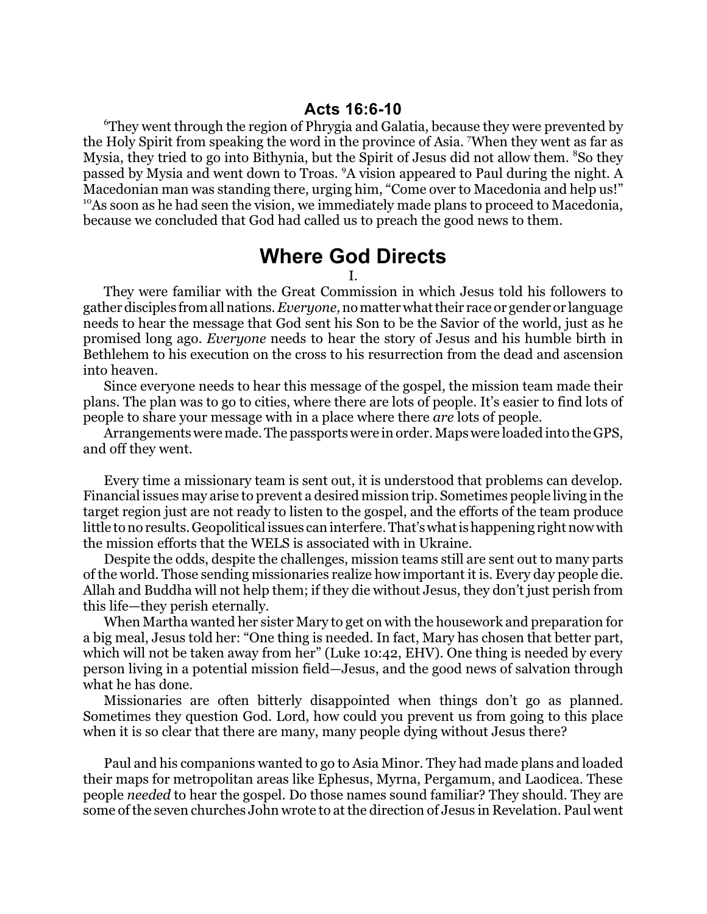## Acts 16:6-10

[6]They went through the region of Phrygia and Galatia, because they were prevented by the Holy Spirit from speaking the word in the province of Asia. [7]When they went as far as Mysia, they tried to go into Bithynia, but the Spirit of Jesus did not allow them. [8]So they passed by Mysia and went down to Troas. [9]A vision appeared to Paul during the night. A Macedonian man was standing there, urging him, "Come over to Macedonia and help us!" [10]As soon as he had seen the vision, we immediately made plans to proceed to Macedonia, because we concluded that God had called us to preach the good news to them.

# Where God Directs

I.

They were familiar with the Great Commission in which Jesus told his followers to gather disciples from all nations. *Everyone,* no matter what their race or gender or language needs to hear the message that God sent his Son to be the Savior of the world, just as he promised long ago. *Everyone* needs to hear the story of Jesus and his humble birth in Bethlehem to his execution on the cross to his resurrection from the dead and ascension into heaven.

Since everyone needs to hear this message of the gospel, the mission team made their plans. The plan was to go to cities, where there are lots of people. It's easier to find lots of people to share your message with in a place where there *are* lots of people.

Arrangements were made. The passports were in order. Maps were loaded into the GPS, and off they went.

Every time a missionary team is sent out, it is understood that problems can develop. Financial issues may arise to prevent a desired mission trip. Sometimes people living in the target region just are not ready to listen to the gospel, and the efforts of the team produce little to no results. Geopolitical issues can interfere. That's what is happening right now with the mission efforts that the WELS is associated with in Ukraine.

Despite the odds, despite the challenges, mission teams still are sent out to many parts of the world. Those sending missionaries realize how important it is. Every day people die. Allah and Buddha will not help them; if they die without Jesus, they don't just perish from this life—they perish eternally.

When Martha wanted her sister Mary to get on with the housework and preparation for a big meal, Jesus told her: "One thing is needed. In fact, Mary has chosen that better part, which will not be taken away from her" (Luke 10:42, EHV). One thing is needed by every person living in a potential mission field—Jesus, and the good news of salvation through what he has done.

Missionaries are often bitterly disappointed when things don't go as planned. Sometimes they question God. Lord, how could you prevent us from going to this place when it is so clear that there are many, many people dying without Jesus there?

Paul and his companions wanted to go to Asia Minor. They had made plans and loaded their maps for metropolitan areas like Ephesus, Myrna, Pergamum, and Laodicea. These people *needed* to hear the gospel. Do those names sound familiar? They should. They are some of the seven churches John wrote to at the direction of Jesus in Revelation. Paul went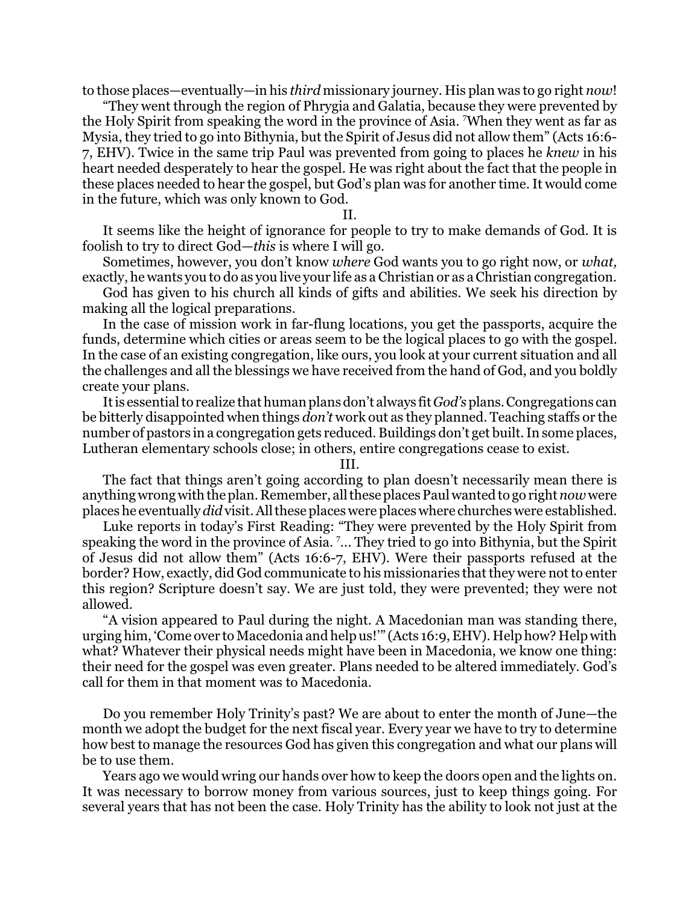to those places—eventually—in his *third* missionary journey. His plan was to go right *now*!

"They went through the region of Phrygia and Galatia, because they were prevented by the Holy Spirit from speaking the word in the province of Asia. [7]When they went as far as Mysia, they tried to go into Bithynia, but the Spirit of Jesus did not allow them" (Acts 16:6-7, EHV). Twice in the same trip Paul was prevented from going to places he *knew* in his heart needed desperately to hear the gospel. He was right about the fact that the people in these places needed to hear the gospel, but God's plan was for another time. It would come in the future, which was only known to God.

II.

It seems like the height of ignorance for people to try to make demands of God. It is foolish to try to direct God—*this* is where I will go.

Sometimes, however, you don't know *where* God wants you to go right now, or *what,* exactly, he wants you to do as you live your life as a Christian or as a Christian congregation.

God has given to his church all kinds of gifts and abilities. We seek his direction by making all the logical preparations.

In the case of mission work in far-flung locations, you get the passports, acquire the funds, determine which cities or areas seem to be the logical places to go with the gospel. In the case of an existing congregation, like ours, you look at your current situation and all the challenges and all the blessings we have received from the hand of God, and you boldly create your plans.

It is essential to realize that human plans don't always fit *God's* plans. Congregations can be bitterly disappointed when things *don't* work out as they planned. Teaching staffs or the number of pastors in a congregation gets reduced. Buildings don't get built. In some places, Lutheran elementary schools close; in others, entire congregations cease to exist.

III.

The fact that things aren't going according to plan doesn't necessarily mean there is anything wrong with the plan. Remember, all these places Paul wanted to go right *now* were places he eventually *did* visit. All these places were places where churches were established.

Luke reports in today's First Reading: "They were prevented by the Holy Spirit from speaking the word in the province of Asia. [7]... They tried to go into Bithynia, but the Spirit of Jesus did not allow them" (Acts 16:6-7, EHV). Were their passports refused at the border? How, exactly, did God communicate to his missionaries that they were not to enter this region? Scripture doesn't say. We are just told, they were prevented; they were not allowed.

"A vision appeared to Paul during the night. A Macedonian man was standing there, urging him, 'Come over to Macedonia and help us!'" (Acts 16:9, EHV). Help how? Help with what? Whatever their physical needs might have been in Macedonia, we know one thing: their need for the gospel was even greater. Plans needed to be altered immediately. God's call for them in that moment was to Macedonia.

Do you remember Holy Trinity's past? We are about to enter the month of June—the month we adopt the budget for the next fiscal year. Every year we have to try to determine how best to manage the resources God has given this congregation and what our plans will be to use them.

Years ago we would wring our hands over how to keep the doors open and the lights on. It was necessary to borrow money from various sources, just to keep things going. For several years that has not been the case. Holy Trinity has the ability to look not just at the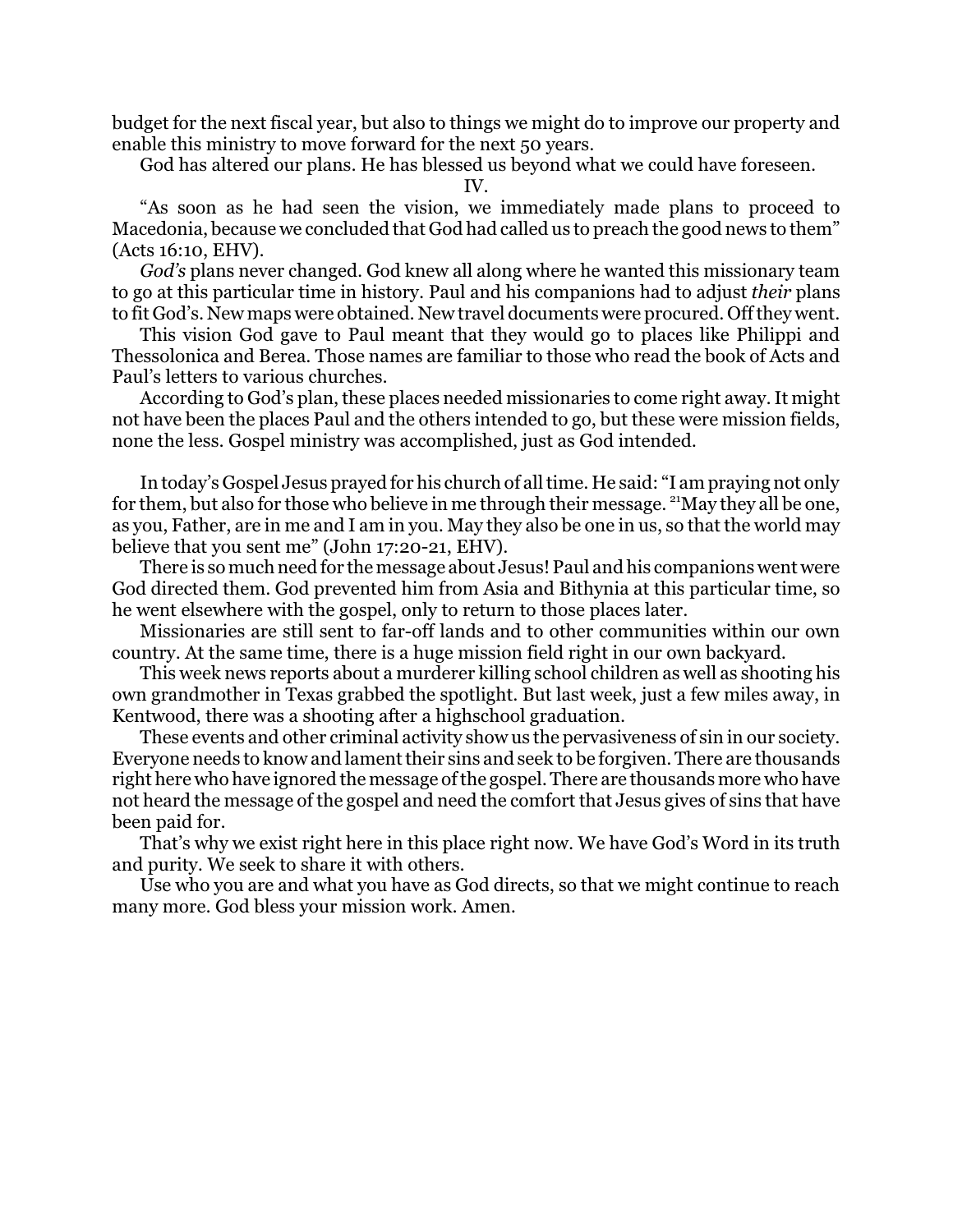budget for the next fiscal year, but also to things we might do to improve our property and enable this ministry to move forward for the next 50 years.

God has altered our plans. He has blessed us beyond what we could have foreseen.

IV.

"As soon as he had seen the vision, we immediately made plans to proceed to Macedonia, because we concluded that God had called us to preach the good news to them" (Acts 16:10, EHV).

*God's* plans never changed. God knew all along where he wanted this missionary team to go at this particular time in history. Paul and his companions had to adjust *their* plans to fit God's. New maps were obtained. New travel documents were procured. Off they went.

This vision God gave to Paul meant that they would go to places like Philippi and Thessolonica and Berea. Those names are familiar to those who read the book of Acts and Paul's letters to various churches.

According to God's plan, these places needed missionaries to come right away. It might not have been the places Paul and the others intended to go, but these were mission fields, none the less. Gospel ministry was accomplished, just as God intended.

In today's Gospel Jesus prayed for his church of all time. He said: "I am praying not only for them, but also for those who believe in me through their message. [21]May they all be one, as you, Father, are in me and I am in you. May they also be one in us, so that the world may believe that you sent me" (John 17:20-21, EHV).

There is so much need for the message about Jesus! Paul and his companions went were God directed them. God prevented him from Asia and Bithynia at this particular time, so he went elsewhere with the gospel, only to return to those places later.

Missionaries are still sent to far-off lands and to other communities within our own country. At the same time, there is a huge mission field right in our own backyard.

This week news reports about a murderer killing school children as well as shooting his own grandmother in Texas grabbed the spotlight. But last week, just a few miles away, in Kentwood, there was a shooting after a highschool graduation.

These events and other criminal activity show us the pervasiveness of sin in our society. Everyone needs to know and lament their sins and seek to be forgiven. There are thousands right here who have ignored the message of the gospel. There are thousands more who have not heard the message of the gospel and need the comfort that Jesus gives of sins that have been paid for.

That's why we exist right here in this place right now. We have God's Word in its truth and purity. We seek to share it with others.

Use who you are and what you have as God directs, so that we might continue to reach many more. God bless your mission work. Amen.